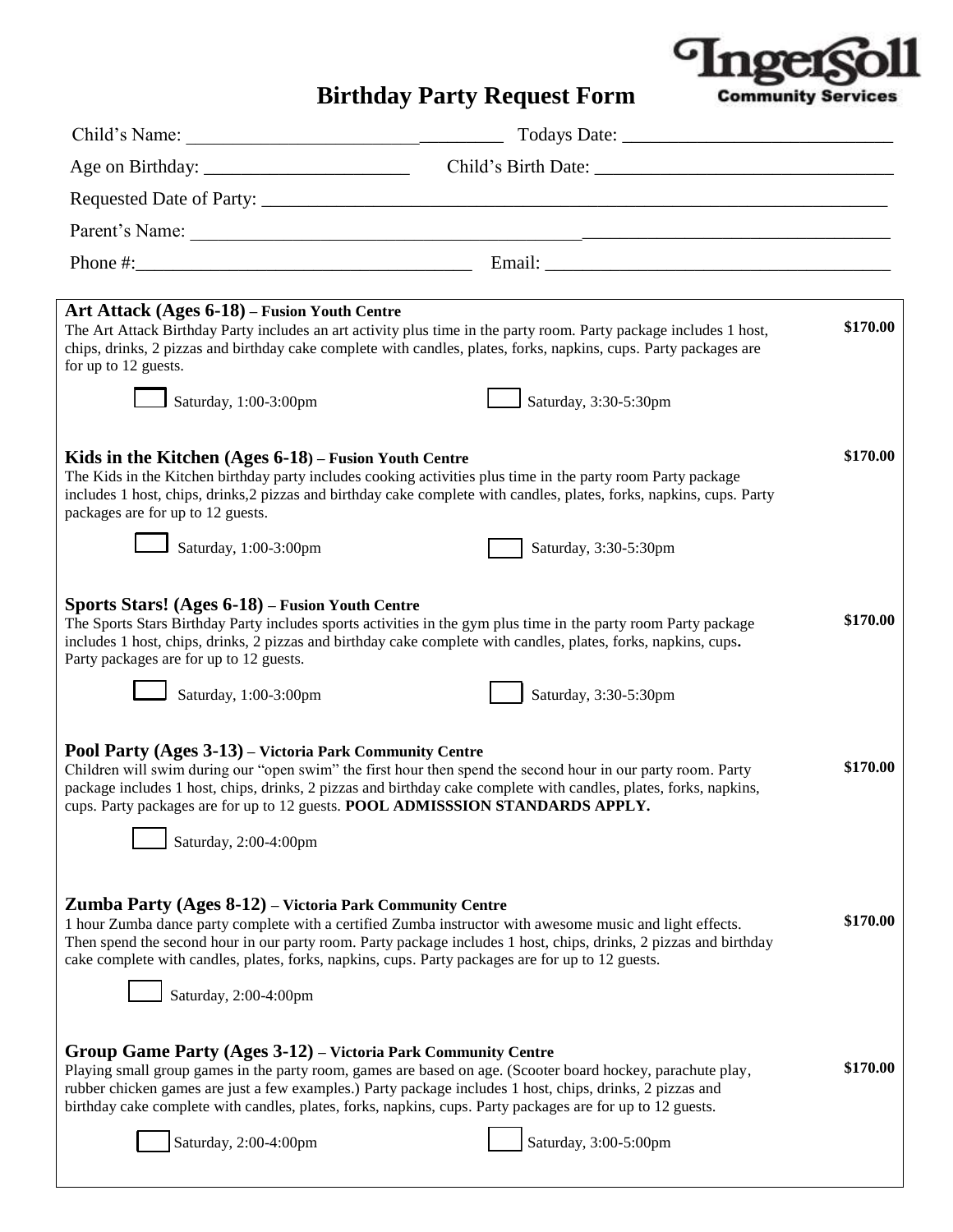# Birthday Party Request Form

**Ingersoll Community Services**

Child's Name: ___________________________________ Todays Date: ____________________________

Age on Birthday: ______________________ Child's Birth Date: _______________________________

Requested Date of Party: ______________________________________________________________________

Parent's Name: ___________________________________________________________________________

Phone #:____________________________________ Email: _____________________________________

---

**Art Attack (Ages 6-18) – Fusion Youth Centre** **$170.00**

The Art Attack Birthday Party includes an art activity plus time in the party room. Party package includes 1 host, chips, drinks, 2 pizzas and birthday cake complete with candles, plates, forks, napkins, cups. Party packages are for up to 12 guests.

☐ Saturday, 1:00-3:00pm ☐ Saturday, 3:30-5:30pm

**Kids in the Kitchen (Ages 6-18) – Fusion Youth Centre** **$170.00**

The Kids in the Kitchen birthday party includes cooking activities plus time in the party room Party package includes 1 host, chips, drinks,2 pizzas and birthday cake complete with candles, plates, forks, napkins, cups. Party packages are for up to 12 guests.

☐ Saturday, 1:00-3:00pm ☐ Saturday, 3:30-5:30pm

**Sports Stars! (Ages 6-18) – Fusion Youth Centre** **$170.00**

The Sports Stars Birthday Party includes sports activities in the gym plus time in the party room Party package includes 1 host, chips, drinks, 2 pizzas and birthday cake complete with candles, plates, forks, napkins, cups**.** Party packages are for up to 12 guests.

☐ Saturday, 1:00-3:00pm ☐ Saturday, 3:30-5:30pm

**Pool Party (Ages 3-13) – Victoria Park Community Centre** **$170.00**

Children will swim during our "open swim" the first hour then spend the second hour in our party room. Party package includes 1 host, chips, drinks, 2 pizzas and birthday cake complete with candles, plates, forks, napkins, cups. Party packages are for up to 12 guests. **POOL ADMISSSION STANDARDS APPLY.**

☐ Saturday, 2:00-4:00pm

**Zumba Party (Ages 8-12) – Victoria Park Community Centre** **$170.00**

1 hour Zumba dance party complete with a certified Zumba instructor with awesome music and light effects. Then spend the second hour in our party room. Party package includes 1 host, chips, drinks, 2 pizzas and birthday cake complete with candles, plates, forks, napkins, cups. Party packages are for up to 12 guests.

☐ Saturday, 2:00-4:00pm

**Group Game Party (Ages 3-12) – Victoria Park Community Centre** **$170.00**

Playing small group games in the party room, games are based on age. (Scooter board hockey, parachute play, rubber chicken games are just a few examples.) Party package includes 1 host, chips, drinks, 2 pizzas and birthday cake complete with candles, plates, forks, napkins, cups. Party packages are for up to 12 guests.

☐ Saturday, 2:00-4:00pm ☐ Saturday, 3:00-5:00pm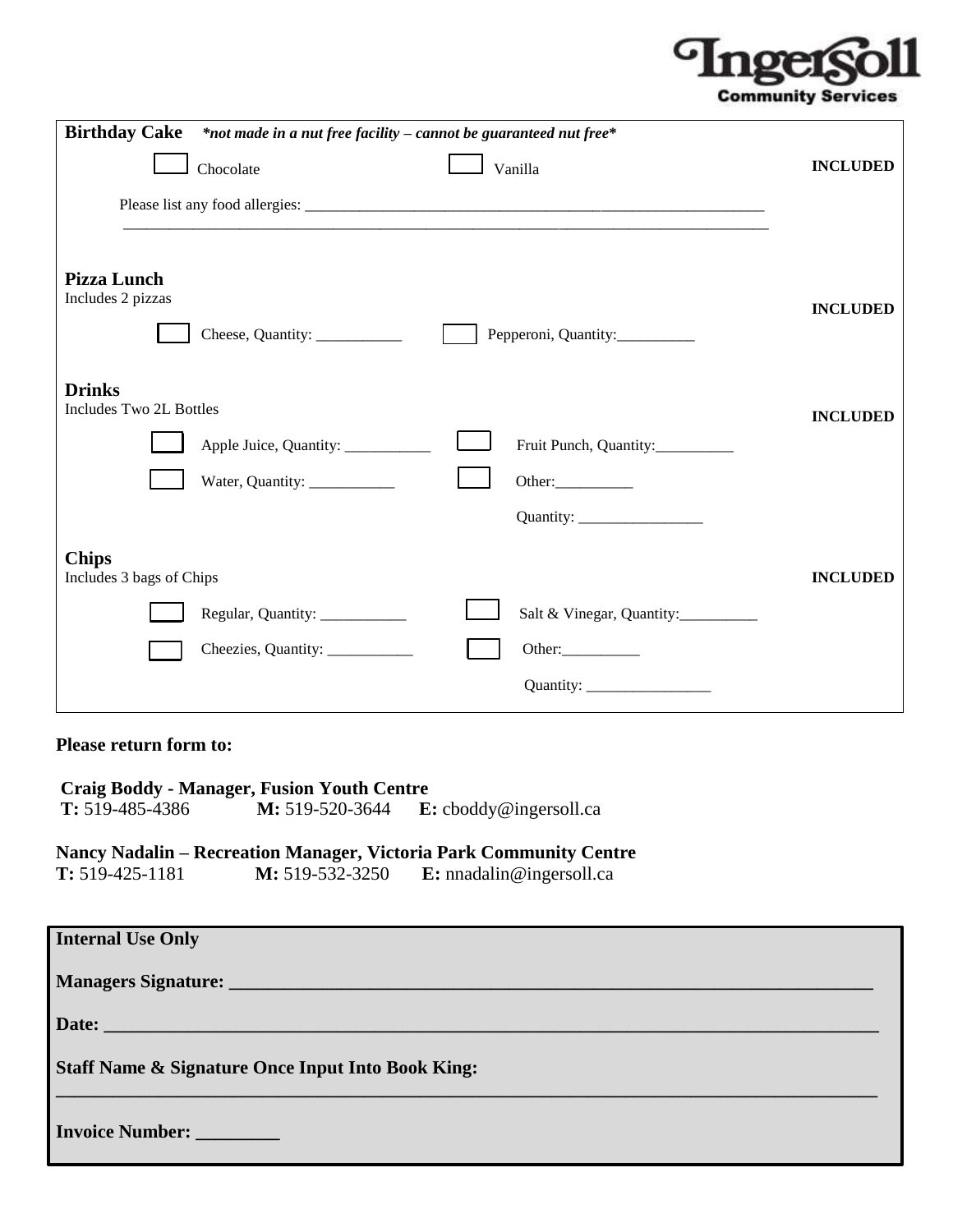**Birthday Cake** ***not made in a nut free facility – cannot be guaranteed nut free***

☐ Chocolate ☐ Vanilla **INCLUDED**

Please list any food allergies: ______________________________________________________________

________________________________________________________________________________

**Pizza Lunch**
Includes 2 pizzas **INCLUDED**

☐ Cheese, Quantity: ___________ ☐ Pepperoni, Quantity:__________

**Drinks**
Includes Two 2L Bottles **INCLUDED**

☐ Apple Juice, Quantity: ___________ ☐ Fruit Punch, Quantity:__________

☐ Water, Quantity: ___________ ☐ Other:__________

Quantity: ________________

**Chips**
Includes 3 bags of Chips **INCLUDED**

☐ Regular, Quantity: ___________ ☐ Salt & Vinegar, Quantity:__________

☐ Cheezies, Quantity: ___________ ☐ Other:__________

Quantity: ________________

**Please return form to:**

**Craig Boddy - Manager, Fusion Youth Centre**
**T:** 519-485-4386 **M:** 519-520-3644 **E:** cboddy@ingersoll.ca

**Nancy Nadalin – Recreation Manager, Victoria Park Community Centre**
**T:** 519-425-1181 **M:** 519-532-3250 **E:** nnadalin@ingersoll.ca

**Internal Use Only**

**Managers Signature:** ______________________________________________________________

**Date:** ________________________________________________________________________

**Staff Name & Signature Once Input Into Book King:**
________________________________________________________________________________

**Invoice Number:** _________